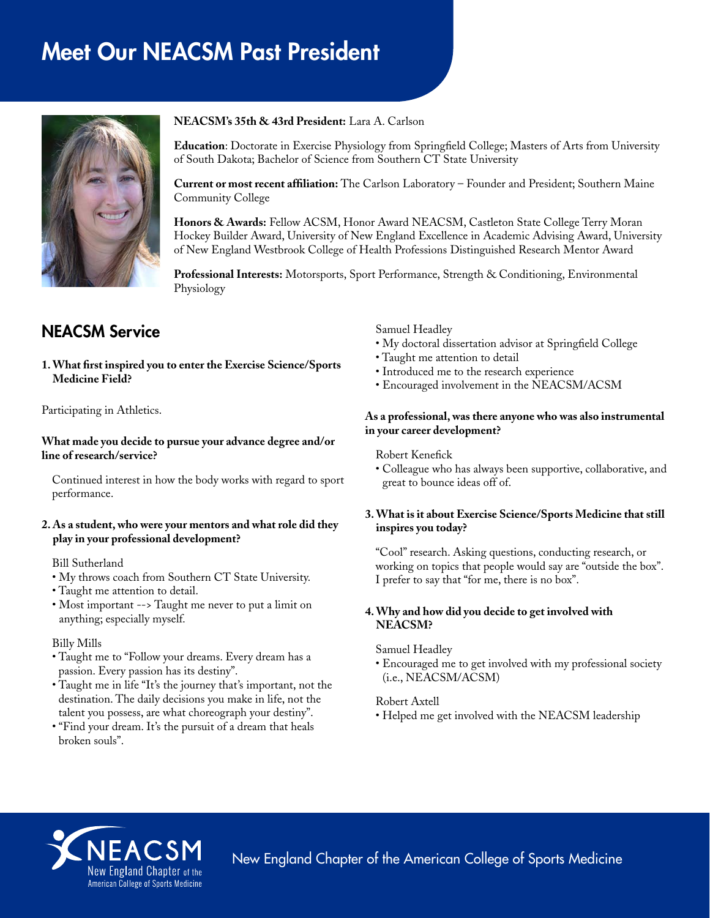# Meet Our NEACSM Past President

**NEACSM's 35th & 43rd President:** Lara A. Carlson

**Education**: Doctorate in Exercise Physiology from Springfield College; Masters of Arts from University of South Dakota; Bachelor of Science from Southern CT State University

**Current or most recent affiliation:** The Carlson Laboratory – Founder and President; Southern Maine Community College

**Honors & Awards:** Fellow ACSM, Honor Award NEACSM, Castleton State College Terry Moran Hockey Builder Award, University of New England Excellence in Academic Advising Award, University of New England Westbrook College of Health Professions Distinguished Research Mentor Award

**Professional Interests:** Motorsports, Sport Performance, Strength & Conditioning, Environmental Physiology

## NEACSM Service

**1. What first inspired you to enter the Exercise Science/Sports Medicine Field?**

Participating in Athletics.

**What made you decide to pursue your advance degree and/or line of research/service?**

Continued interest in how the body works with regard to sport performance.

**2. As a student, who were your mentors and what role did they play in your professional development?**

Bill Sutherland

- My throws coach from Southern CT State University.
- Taught me attention to detail.
- Most important --> Taught me never to put a limit on anything; especially myself.

Billy Mills

- Taught me to "Follow your dreams. Every dream has a passion. Every passion has its destiny".
- Taught me in life "It's the journey that's important, not the destination. The daily decisions you make in life, not the talent you possess, are what choreograph your destiny".
- "Find your dream. It's the pursuit of a dream that heals broken souls".

Samuel Headley

- My doctoral dissertation advisor at Springfield College
- Taught me attention to detail
- Introduced me to the research experience
- Encouraged involvement in the NEACSM/ACSM

**As a professional, was there anyone who was also instrumental in your career development?**

Robert Kenefick

- Colleague who has always been supportive, collaborative, and great to bounce ideas off of.

**3. What is it about Exercise Science/Sports Medicine that still inspires you today?**

"Cool" research. Asking questions, conducting research, or working on topics that people would say are "outside the box". I prefer to say that "for me, there is no box".

**4. Why and how did you decide to get involved with NEACSM?**

Samuel Headley

- Encouraged me to get involved with my professional society (i.e., NEACSM/ACSM)

Robert Axtell

- Helped me get involved with the NEACSM leadership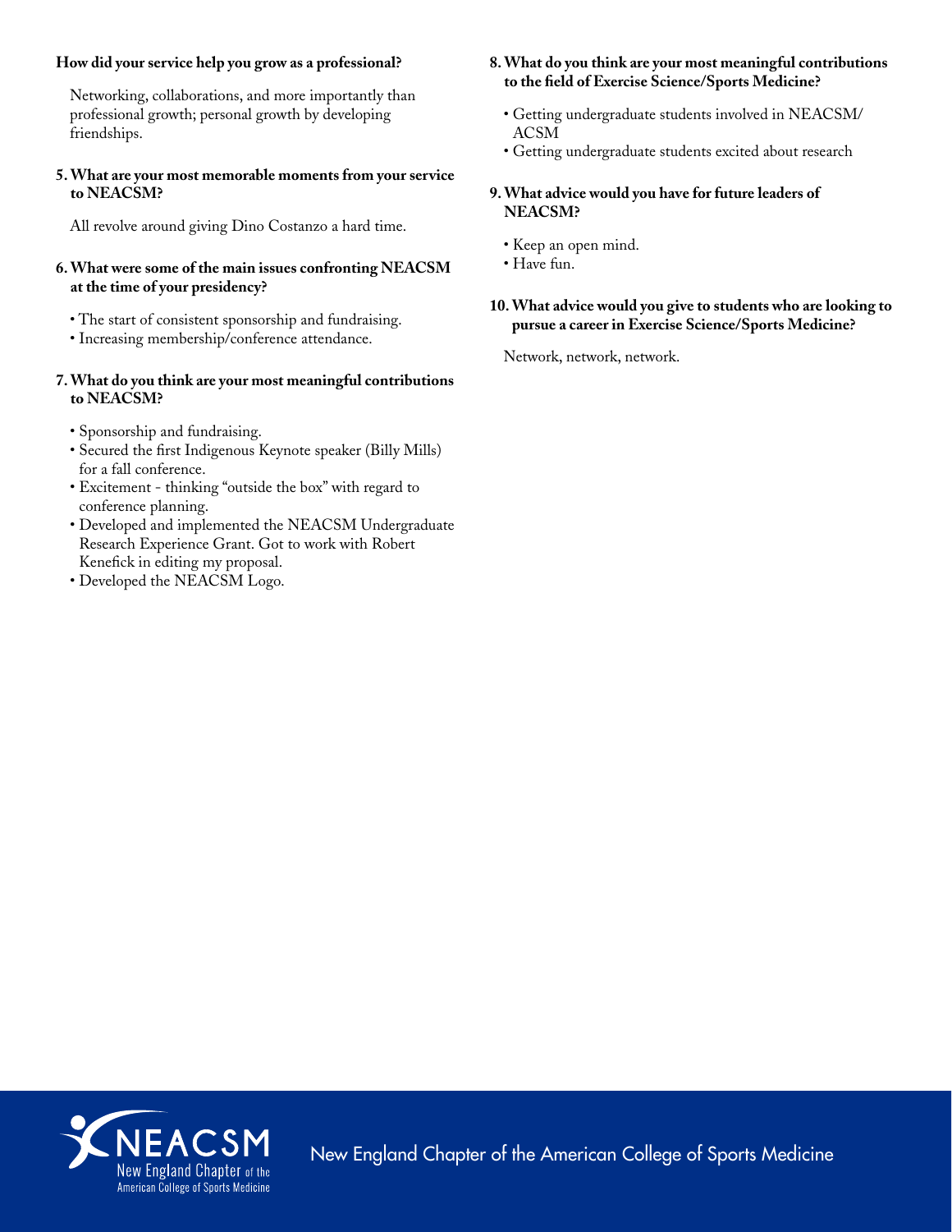**How did your service help you grow as a professional?**

Networking, collaborations, and more importantly than professional growth; personal growth by developing friendships.

**5. What are your most memorable moments from your service to NEACSM?**

All revolve around giving Dino Costanzo a hard time.

**6. What were some of the main issues confronting NEACSM at the time of your presidency?**

- The start of consistent sponsorship and fundraising.
- Increasing membership/conference attendance.

**7. What do you think are your most meaningful contributions to NEACSM?**

- Sponsorship and fundraising.
- Secured the first Indigenous Keynote speaker (Billy Mills) for a fall conference.
- Excitement - thinking "outside the box" with regard to conference planning.
- Developed and implemented the NEACSM Undergraduate Research Experience Grant. Got to work with Robert Kenefick in editing my proposal.
- Developed the NEACSM Logo.

**8. What do you think are your most meaningful contributions to the field of Exercise Science/Sports Medicine?**

- Getting undergraduate students involved in NEACSM/ACSM
- Getting undergraduate students excited about research

**9. What advice would you have for future leaders of NEACSM?**

- Keep an open mind.
- Have fun.

**10. What advice would you give to students who are looking to pursue a career in Exercise Science/Sports Medicine?**

Network, network, network.